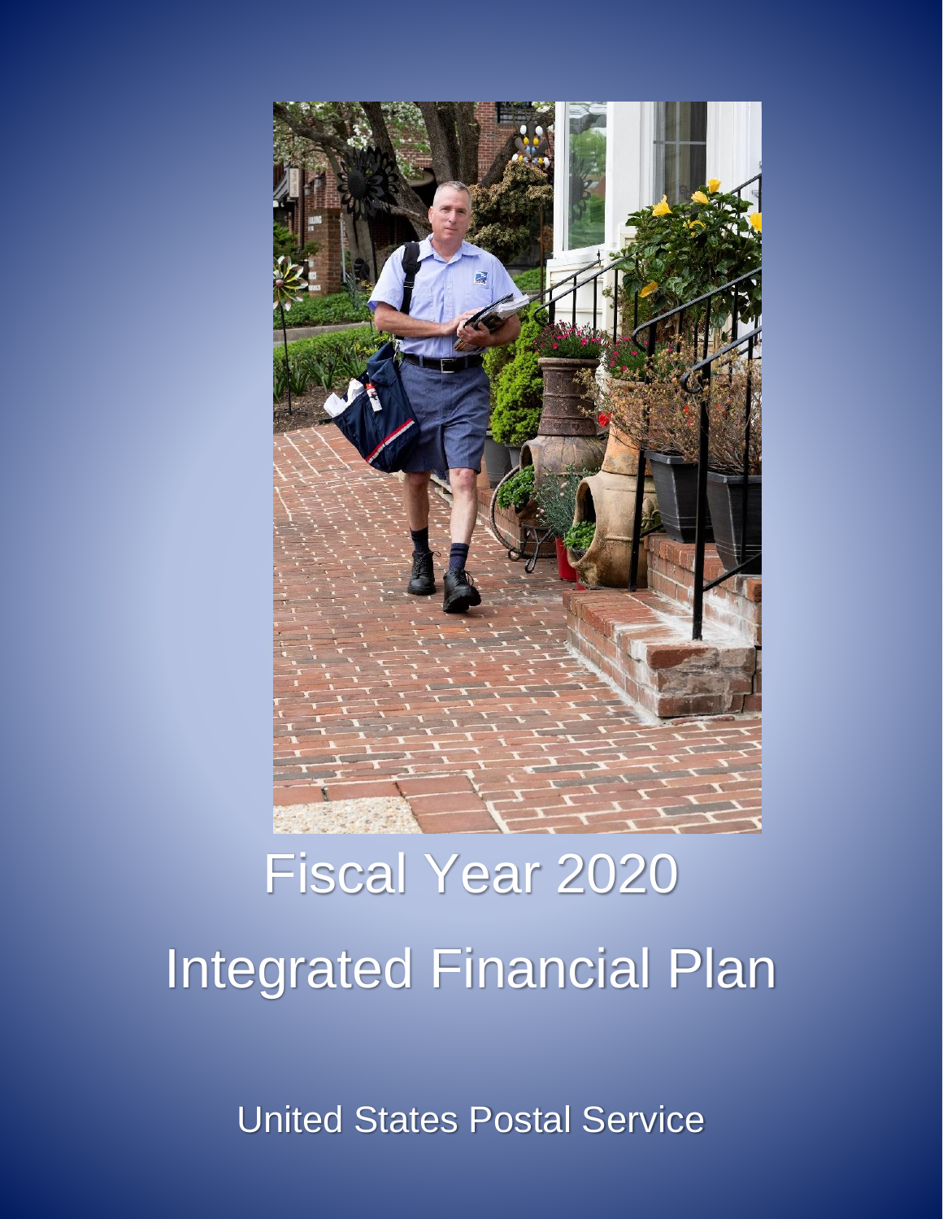# Fiscal Year 2020

# Integrated Financial Plan

United States Postal Service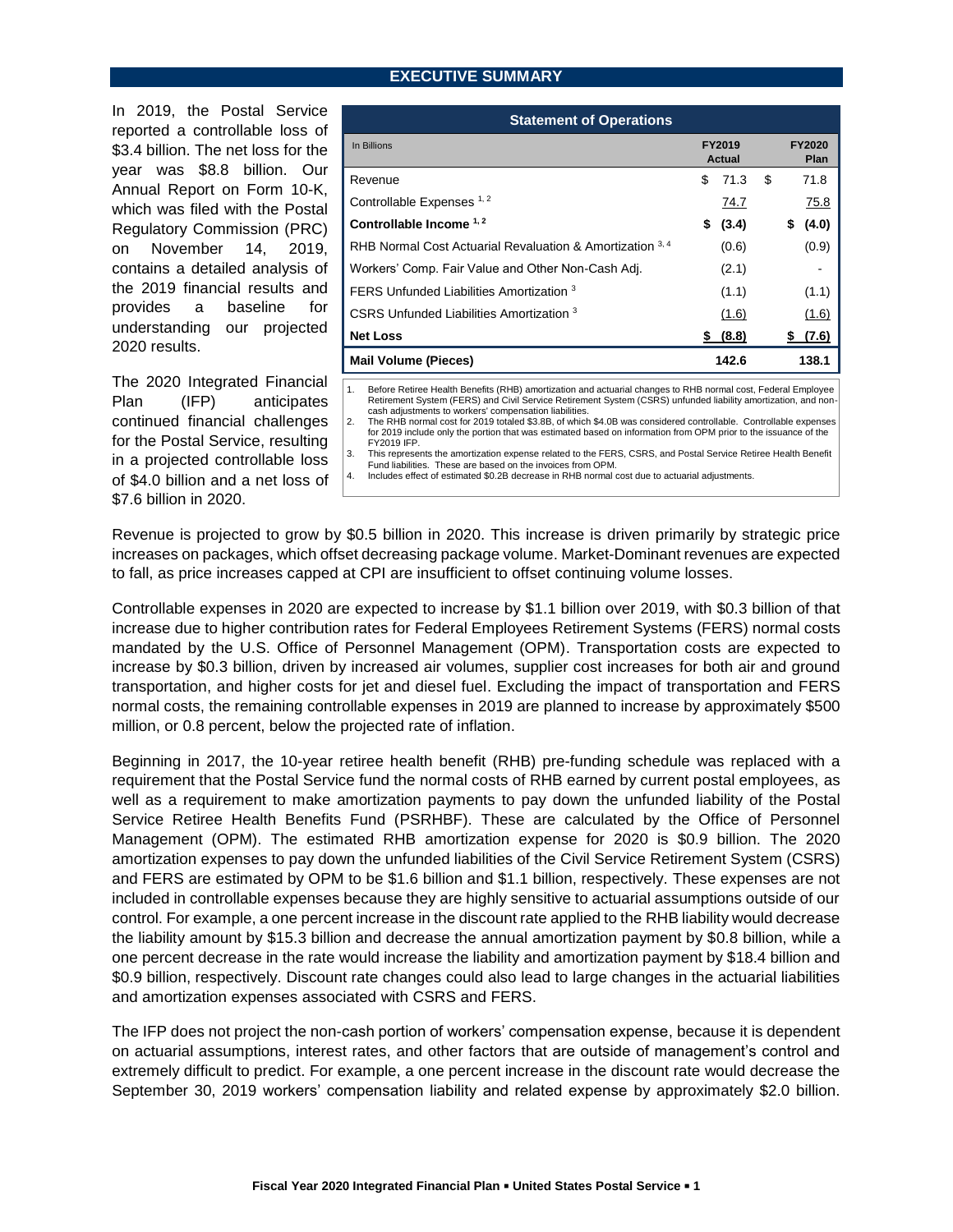## EXECUTIVE SUMMARY

In 2019, the Postal Service reported a controllable loss of $3.4 billion. The net loss for the year was $8.8 billion. Our Annual Report on Form 10-K, which was filed with the Postal Regulatory Commission (PRC) on November 14, 2019, contains a detailed analysis of the 2019 financial results and provides a baseline for understanding our projected 2020 results.

The 2020 Integrated Financial Plan (IFP) anticipates continued financial challenges for the Postal Service, resulting in a projected controllable loss of $4.0 billion and a net loss of $7.6 billion in 2020.

**Statement of Operations**

| In Billions | FY2019 Actual | FY2020 Plan |
|---|---|---|
| Revenue | $ 71.3 | $ 71.8 |
| Controllable Expenses [1, 2] | 74.7 | 75.8 |
| **Controllable Income [1, 2]** | **$ (3.4)** | **$ (4.0)** |
| RHB Normal Cost Actuarial Revaluation & Amortization [3, 4] | (0.6) | (0.9) |
| Workers' Comp. Fair Value and Other Non-Cash Adj. | (2.1) | - |
| FERS Unfunded Liabilities Amortization [3] | (1.1) | (1.1) |
| CSRS Unfunded Liabilities Amortization [3] | (1.6) | (1.6) |
| **Net Loss** | **$ (8.8)** | **$ (7.6)** |
| **Mail Volume (Pieces)** | **142.6** | **138.1** |

1. Before Retiree Health Benefits (RHB) amortization and actuarial changes to RHB normal cost, Federal Employee Retirement System (FERS) and Civil Service Retirement System (CSRS) unfunded liability amortization, and non-cash adjustments to workers' compensation liabilities.
2. The RHB normal cost for 2019 totaled $3.8B, of which $4.0B was considered controllable. Controllable expenses for 2019 include only the portion that was estimated based on information from OPM prior to the issuance of the FY2019 IFP.
3. This represents the amortization expense related to the FERS, CSRS, and Postal Service Retiree Health Benefit Fund liabilities. These are based on the invoices from OPM.
4. Includes effect of estimated $0.2B decrease in RHB normal cost due to actuarial adjustments.

Revenue is projected to grow by $0.5 billion in 2020. This increase is driven primarily by strategic price increases on packages, which offset decreasing package volume. Market-Dominant revenues are expected to fall, as price increases capped at CPI are insufficient to offset continuing volume losses.

Controllable expenses in 2020 are expected to increase by $1.1 billion over 2019, with $0.3 billion of that increase due to higher contribution rates for Federal Employees Retirement Systems (FERS) normal costs mandated by the U.S. Office of Personnel Management (OPM). Transportation costs are expected to increase by $0.3 billion, driven by increased air volumes, supplier cost increases for both air and ground transportation, and higher costs for jet and diesel fuel. Excluding the impact of transportation and FERS normal costs, the remaining controllable expenses in 2019 are planned to increase by approximately $500 million, or 0.8 percent, below the projected rate of inflation.

Beginning in 2017, the 10-year retiree health benefit (RHB) pre-funding schedule was replaced with a requirement that the Postal Service fund the normal costs of RHB earned by current postal employees, as well as a requirement to make amortization payments to pay down the unfunded liability of the Postal Service Retiree Health Benefits Fund (PSRHBF). These are calculated by the Office of Personnel Management (OPM). The estimated RHB amortization expense for 2020 is $0.9 billion. The 2020 amortization expenses to pay down the unfunded liabilities of the Civil Service Retirement System (CSRS) and FERS are estimated by OPM to be $1.6 billion and $1.1 billion, respectively. These expenses are not included in controllable expenses because they are highly sensitive to actuarial assumptions outside of our control. For example, a one percent increase in the discount rate applied to the RHB liability would decrease the liability amount by $15.3 billion and decrease the annual amortization payment by $0.8 billion, while a one percent decrease in the rate would increase the liability and amortization payment by $18.4 billion and $0.9 billion, respectively. Discount rate changes could also lead to large changes in the actuarial liabilities and amortization expenses associated with CSRS and FERS.

The IFP does not project the non-cash portion of workers' compensation expense, because it is dependent on actuarial assumptions, interest rates, and other factors that are outside of management's control and extremely difficult to predict. For example, a one percent increase in the discount rate would decrease the September 30, 2019 workers' compensation liability and related expense by approximately $2.0 billion.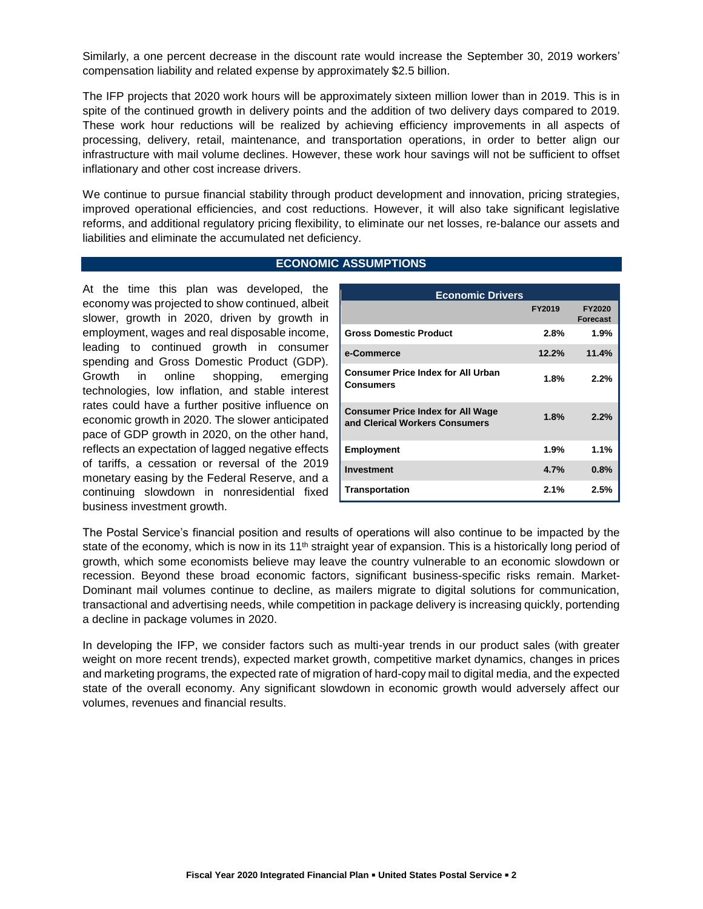Similarly, a one percent decrease in the discount rate would increase the September 30, 2019 workers' compensation liability and related expense by approximately $2.5 billion.

The IFP projects that 2020 work hours will be approximately sixteen million lower than in 2019. This is in spite of the continued growth in delivery points and the addition of two delivery days compared to 2019. These work hour reductions will be realized by achieving efficiency improvements in all aspects of processing, delivery, retail, maintenance, and transportation operations, in order to better align our infrastructure with mail volume declines. However, these work hour savings will not be sufficient to offset inflationary and other cost increase drivers.

We continue to pursue financial stability through product development and innovation, pricing strategies, improved operational efficiencies, and cost reductions. However, it will also take significant legislative reforms, and additional regulatory pricing flexibility, to eliminate our net losses, re-balance our assets and liabilities and eliminate the accumulated net deficiency.

## ECONOMIC ASSUMPTIONS

At the time this plan was developed, the economy was projected to show continued, albeit slower, growth in 2020, driven by growth in employment, wages and real disposable income, leading to continued growth in consumer spending and Gross Domestic Product (GDP). Growth in online shopping, emerging technologies, low inflation, and stable interest rates could have a further positive influence on economic growth in 2020. The slower anticipated pace of GDP growth in 2020, on the other hand, reflects an expectation of lagged negative effects of tariffs, a cessation or reversal of the 2019 monetary easing by the Federal Reserve, and a continuing slowdown in nonresidential fixed business investment growth.

| Economic Drivers | | |
|---|---|---|
| | FY2019 | FY2020 Forecast |
| **Gross Domestic Product** | 2.8% | 1.9% |
| **e-Commerce** | 12.2% | 11.4% |
| **Consumer Price Index for All Urban Consumers** | 1.8% | 2.2% |
| **Consumer Price Index for All Wage and Clerical Workers Consumers** | 1.8% | 2.2% |
| **Employment** | 1.9% | 1.1% |
| **Investment** | 4.7% | 0.8% |
| **Transportation** | 2.1% | 2.5% |

The Postal Service's financial position and results of operations will also continue to be impacted by the state of the economy, which is now in its 11th straight year of expansion. This is a historically long period of growth, which some economists believe may leave the country vulnerable to an economic slowdown or recession. Beyond these broad economic factors, significant business-specific risks remain. Market-Dominant mail volumes continue to decline, as mailers migrate to digital solutions for communication, transactional and advertising needs, while competition in package delivery is increasing quickly, portending a decline in package volumes in 2020.

In developing the IFP, we consider factors such as multi-year trends in our product sales (with greater weight on more recent trends), expected market growth, competitive market dynamics, changes in prices and marketing programs, the expected rate of migration of hard-copy mail to digital media, and the expected state of the overall economy. Any significant slowdown in economic growth would adversely affect our volumes, revenues and financial results.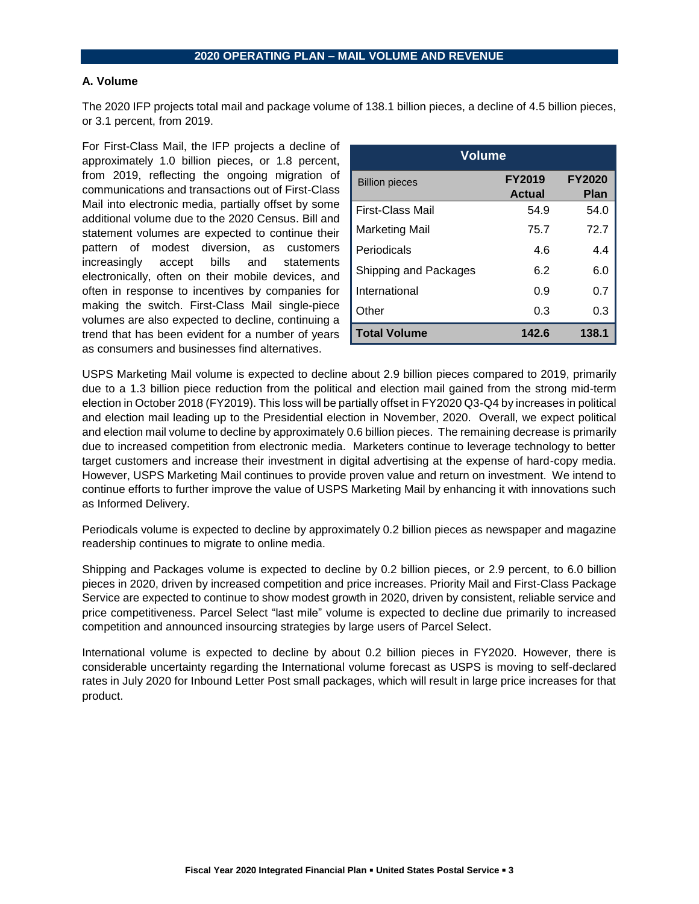## 2020 OPERATING PLAN – MAIL VOLUME AND REVENUE

### A. Volume

The 2020 IFP projects total mail and package volume of 138.1 billion pieces, a decline of 4.5 billion pieces, or 3.1 percent, from 2019.

For First-Class Mail, the IFP projects a decline of approximately 1.0 billion pieces, or 1.8 percent, from 2019, reflecting the ongoing migration of communications and transactions out of First-Class Mail into electronic media, partially offset by some additional volume due to the 2020 Census. Bill and statement volumes are expected to continue their pattern of modest diversion, as customers increasingly accept bills and statements electronically, often on their mobile devices, and often in response to incentives by companies for making the switch. First-Class Mail single-piece volumes are also expected to decline, continuing a trend that has been evident for a number of years as consumers and businesses find alternatives.

| Volume | | |
|---|---|---|
| Billion pieces | FY2019 Actual | FY2020 Plan |
| First-Class Mail | 54.9 | 54.0 |
| Marketing Mail | 75.7 | 72.7 |
| Periodicals | 4.6 | 4.4 |
| Shipping and Packages | 6.2 | 6.0 |
| International | 0.9 | 0.7 |
| Other | 0.3 | 0.3 |
| **Total Volume** | **142.6** | **138.1** |

USPS Marketing Mail volume is expected to decline about 2.9 billion pieces compared to 2019, primarily due to a 1.3 billion piece reduction from the political and election mail gained from the strong mid-term election in October 2018 (FY2019). This loss will be partially offset in FY2020 Q3-Q4 by increases in political and election mail leading up to the Presidential election in November, 2020. Overall, we expect political and election mail volume to decline by approximately 0.6 billion pieces. The remaining decrease is primarily due to increased competition from electronic media. Marketers continue to leverage technology to better target customers and increase their investment in digital advertising at the expense of hard-copy media. However, USPS Marketing Mail continues to provide proven value and return on investment. We intend to continue efforts to further improve the value of USPS Marketing Mail by enhancing it with innovations such as Informed Delivery.

Periodicals volume is expected to decline by approximately 0.2 billion pieces as newspaper and magazine readership continues to migrate to online media.

Shipping and Packages volume is expected to decline by 0.2 billion pieces, or 2.9 percent, to 6.0 billion pieces in 2020, driven by increased competition and price increases. Priority Mail and First-Class Package Service are expected to continue to show modest growth in 2020, driven by consistent, reliable service and price competitiveness. Parcel Select "last mile" volume is expected to decline due primarily to increased competition and announced insourcing strategies by large users of Parcel Select.

International volume is expected to decline by about 0.2 billion pieces in FY2020. However, there is considerable uncertainty regarding the International volume forecast as USPS is moving to self-declared rates in July 2020 for Inbound Letter Post small packages, which will result in large price increases for that product.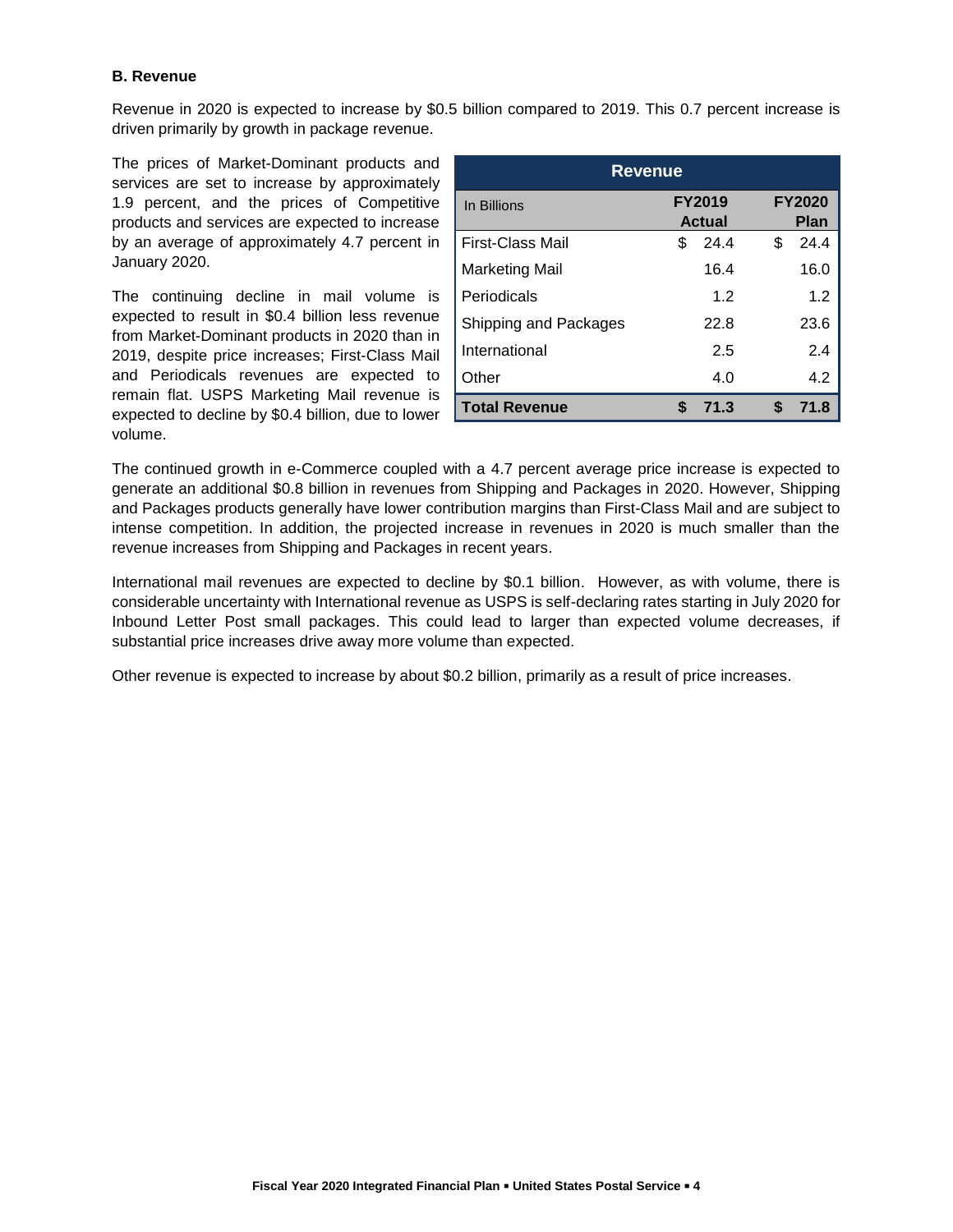### B. Revenue

Revenue in 2020 is expected to increase by $0.5 billion compared to 2019. This 0.7 percent increase is driven primarily by growth in package revenue.

The prices of Market-Dominant products and services are set to increase by approximately 1.9 percent, and the prices of Competitive products and services are expected to increase by an average of approximately 4.7 percent in January 2020.

The continuing decline in mail volume is expected to result in $0.4 billion less revenue from Market-Dominant products in 2020 than in 2019, despite price increases; First-Class Mail and Periodicals revenues are expected to remain flat. USPS Marketing Mail revenue is expected to decline by $0.4 billion, due to lower volume.

| Revenue | | |
|---|---|---|
| In Billions | FY2019 Actual | FY2020 Plan |
| First-Class Mail | $ 24.4 | $ 24.4 |
| Marketing Mail | 16.4 | 16.0 |
| Periodicals | 1.2 | 1.2 |
| Shipping and Packages | 22.8 | 23.6 |
| International | 2.5 | 2.4 |
| Other | 4.0 | 4.2 |
| **Total Revenue** | **$ 71.3** | **$ 71.8** |

The continued growth in e-Commerce coupled with a 4.7 percent average price increase is expected to generate an additional $0.8 billion in revenues from Shipping and Packages in 2020. However, Shipping and Packages products generally have lower contribution margins than First-Class Mail and are subject to intense competition. In addition, the projected increase in revenues in 2020 is much smaller than the revenue increases from Shipping and Packages in recent years.

International mail revenues are expected to decline by $0.1 billion. However, as with volume, there is considerable uncertainty with International revenue as USPS is self-declaring rates starting in July 2020 for Inbound Letter Post small packages. This could lead to larger than expected volume decreases, if substantial price increases drive away more volume than expected.

Other revenue is expected to increase by about $0.2 billion, primarily as a result of price increases.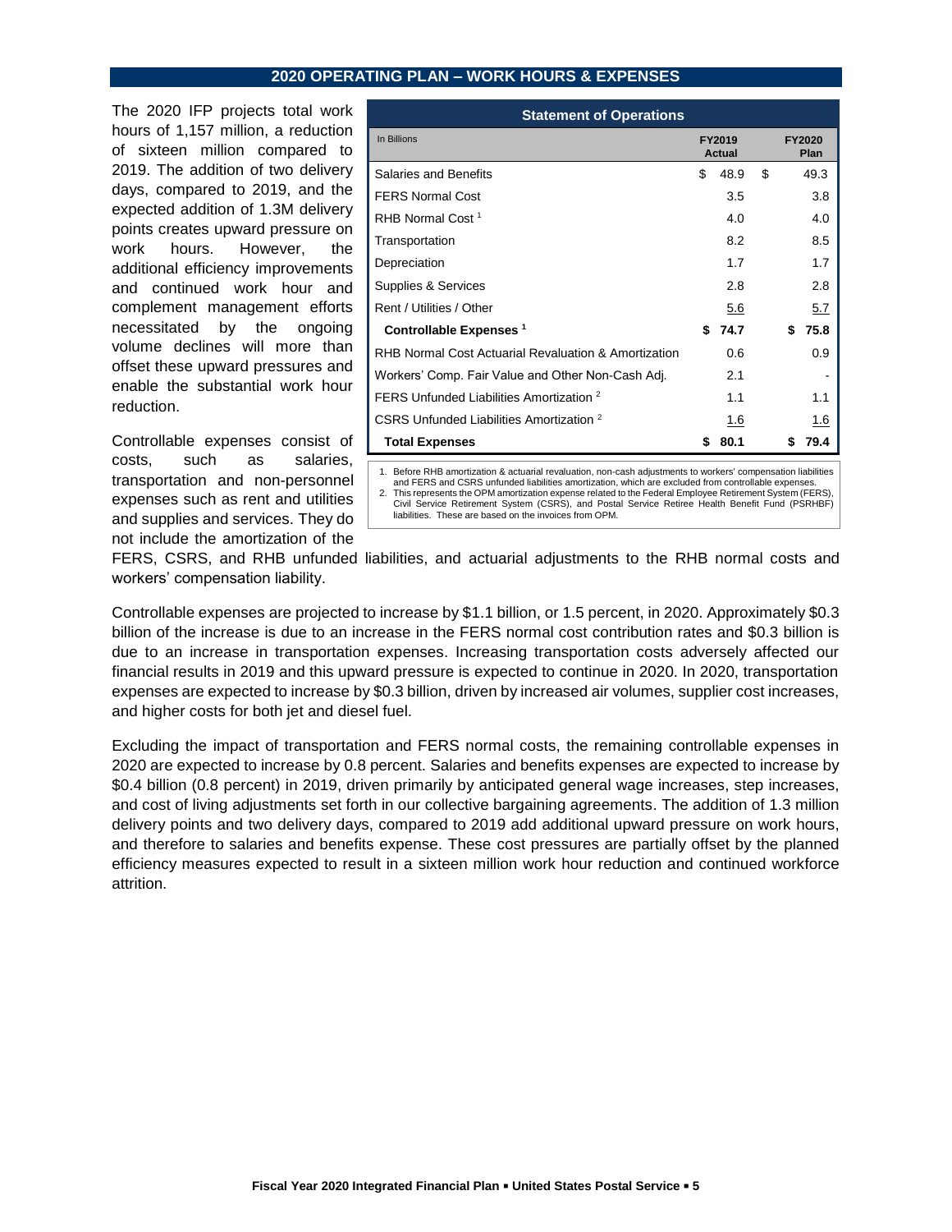## 2020 OPERATING PLAN – WORK HOURS & EXPENSES

The 2020 IFP projects total work hours of 1,157 million, a reduction of sixteen million compared to 2019. The addition of two delivery days, compared to 2019, and the expected addition of 1.3M delivery points creates upward pressure on work hours. However, the additional efficiency improvements and continued work hour and complement management efforts necessitated by the ongoing volume declines will more than offset these upward pressures and enable the substantial work hour reduction.

**Statement of Operations**

| In Billions | FY2019 Actual | FY2020 Plan |
|---|---|---|
| Salaries and Benefits | $ 48.9 | $ 49.3 |
| FERS Normal Cost | 3.5 | 3.8 |
| RHB Normal Cost [1] | 4.0 | 4.0 |
| Transportation | 8.2 | 8.5 |
| Depreciation | 1.7 | 1.7 |
| Supplies & Services | 2.8 | 2.8 |
| Rent / Utilities / Other | 5.6 | 5.7 |
| **Controllable Expenses [1]** | **$ 74.7** | **$ 75.8** |
| RHB Normal Cost Actuarial Revaluation & Amortization | 0.6 | 0.9 |
| Workers' Comp. Fair Value and Other Non-Cash Adj. | 2.1 | - |
| FERS Unfunded Liabilities Amortization [2] | 1.1 | 1.1 |
| CSRS Unfunded Liabilities Amortization [2] | 1.6 | 1.6 |
| **Total Expenses** | **$ 80.1** | **$ 79.4** |

1. Before RHB amortization & actuarial revaluation, non-cash adjustments to workers' compensation liabilities and FERS and CSRS unfunded liabilities amortization, which are excluded from controllable expenses.
2. This represents the OPM amortization expense related to the Federal Employee Retirement System (FERS), Civil Service Retirement System (CSRS), and Postal Service Retiree Health Benefit Fund (PSRHBF) liabilities. These are based on the invoices from OPM.

Controllable expenses consist of costs, such as salaries, transportation and non-personnel expenses such as rent and utilities and supplies and services. They do not include the amortization of the FERS, CSRS, and RHB unfunded liabilities, and actuarial adjustments to the RHB normal costs and workers' compensation liability.

Controllable expenses are projected to increase by $1.1 billion, or 1.5 percent, in 2020. Approximately $0.3 billion of the increase is due to an increase in the FERS normal cost contribution rates and $0.3 billion is due to an increase in transportation expenses. Increasing transportation costs adversely affected our financial results in 2019 and this upward pressure is expected to continue in 2020. In 2020, transportation expenses are expected to increase by $0.3 billion, driven by increased air volumes, supplier cost increases, and higher costs for both jet and diesel fuel.

Excluding the impact of transportation and FERS normal costs, the remaining controllable expenses in 2020 are expected to increase by 0.8 percent. Salaries and benefits expenses are expected to increase by $0.4 billion (0.8 percent) in 2019, driven primarily by anticipated general wage increases, step increases, and cost of living adjustments set forth in our collective bargaining agreements. The addition of 1.3 million delivery points and two delivery days, compared to 2019 add additional upward pressure on work hours, and therefore to salaries and benefits expense. These cost pressures are partially offset by the planned efficiency measures expected to result in a sixteen million work hour reduction and continued workforce attrition.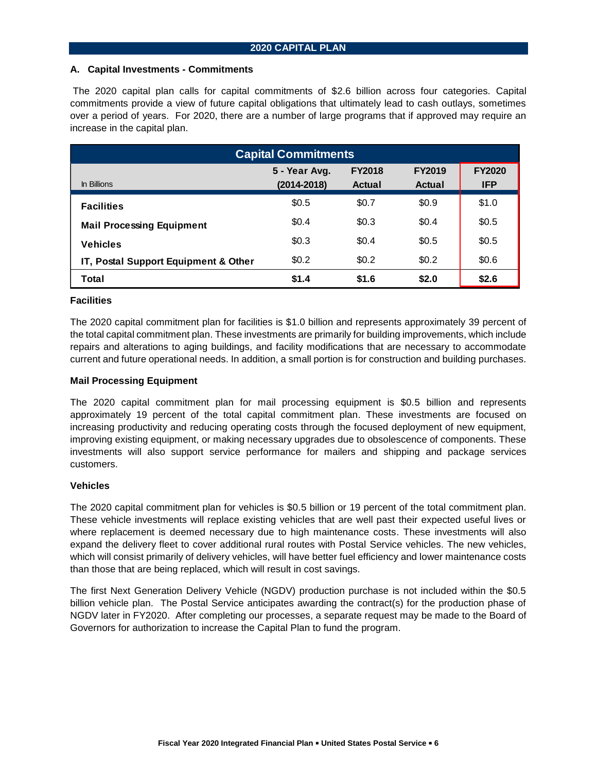## 2020 CAPITAL PLAN

### A. Capital Investments - Commitments

The 2020 capital plan calls for capital commitments of $2.6 billion across four categories. Capital commitments provide a view of future capital obligations that ultimately lead to cash outlays, sometimes over a period of years. For 2020, there are a number of large programs that if approved may require an increase in the capital plan.

| Capital Commitments | | | | |
|---|---|---|---|---|
| In Billions | 5 - Year Avg. (2014-2018) | FY2018 Actual | FY2019 Actual | FY2020 IFP |
| **Facilities** | $0.5 | $0.7 | $0.9 | $1.0 |
| **Mail Processing Equipment** | $0.4 | $0.3 | $0.4 | $0.5 |
| **Vehicles** | $0.3 | $0.4 | $0.5 | $0.5 |
| **IT, Postal Support Equipment & Other** | $0.2 | $0.2 | $0.2 | $0.6 |
| **Total** | **$1.4** | **$1.6** | **$2.0** | **$2.6** |

**Facilities**

The 2020 capital commitment plan for facilities is $1.0 billion and represents approximately 39 percent of the total capital commitment plan. These investments are primarily for building improvements, which include repairs and alterations to aging buildings, and facility modifications that are necessary to accommodate current and future operational needs. In addition, a small portion is for construction and building purchases.

**Mail Processing Equipment**

The 2020 capital commitment plan for mail processing equipment is $0.5 billion and represents approximately 19 percent of the total capital commitment plan. These investments are focused on increasing productivity and reducing operating costs through the focused deployment of new equipment, improving existing equipment, or making necessary upgrades due to obsolescence of components. These investments will also support service performance for mailers and shipping and package services customers.

**Vehicles**

The 2020 capital commitment plan for vehicles is $0.5 billion or 19 percent of the total commitment plan. These vehicle investments will replace existing vehicles that are well past their expected useful lives or where replacement is deemed necessary due to high maintenance costs. These investments will also expand the delivery fleet to cover additional rural routes with Postal Service vehicles. The new vehicles, which will consist primarily of delivery vehicles, will have better fuel efficiency and lower maintenance costs than those that are being replaced, which will result in cost savings.

The first Next Generation Delivery Vehicle (NGDV) production purchase is not included within the $0.5 billion vehicle plan. The Postal Service anticipates awarding the contract(s) for the production phase of NGDV later in FY2020. After completing our processes, a separate request may be made to the Board of Governors for authorization to increase the Capital Plan to fund the program.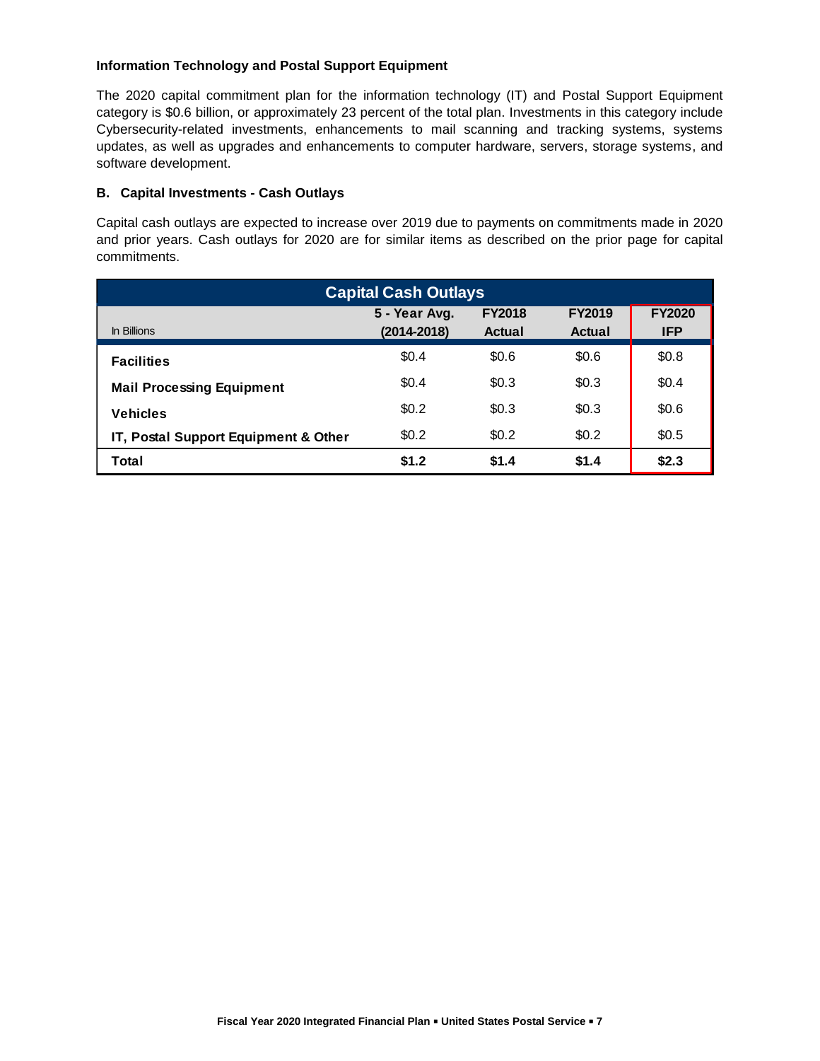**Information Technology and Postal Support Equipment**

The 2020 capital commitment plan for the information technology (IT) and Postal Support Equipment category is $0.6 billion, or approximately 23 percent of the total plan. Investments in this category include Cybersecurity-related investments, enhancements to mail scanning and tracking systems, systems updates, as well as upgrades and enhancements to computer hardware, servers, storage systems, and software development.

### B. Capital Investments - Cash Outlays

Capital cash outlays are expected to increase over 2019 due to payments on commitments made in 2020 and prior years. Cash outlays for 2020 are for similar items as described on the prior page for capital commitments.

**Capital Cash Outlays**

| In Billions | 5 - Year Avg. (2014-2018) | FY2018 Actual | FY2019 Actual | FY2020 IFP |
|---|---|---|---|---|
| **Facilities** | $0.4 | $0.6 | $0.6 | $0.8 |
| **Mail Processing Equipment** | $0.4 | $0.3 | $0.3 | $0.4 |
| **Vehicles** | $0.2 | $0.3 | $0.3 | $0.6 |
| **IT, Postal Support Equipment & Other** | $0.2 | $0.2 | $0.2 | $0.5 |
| **Total** | **$1.2** | **$1.4** | **$1.4** | **$2.3** |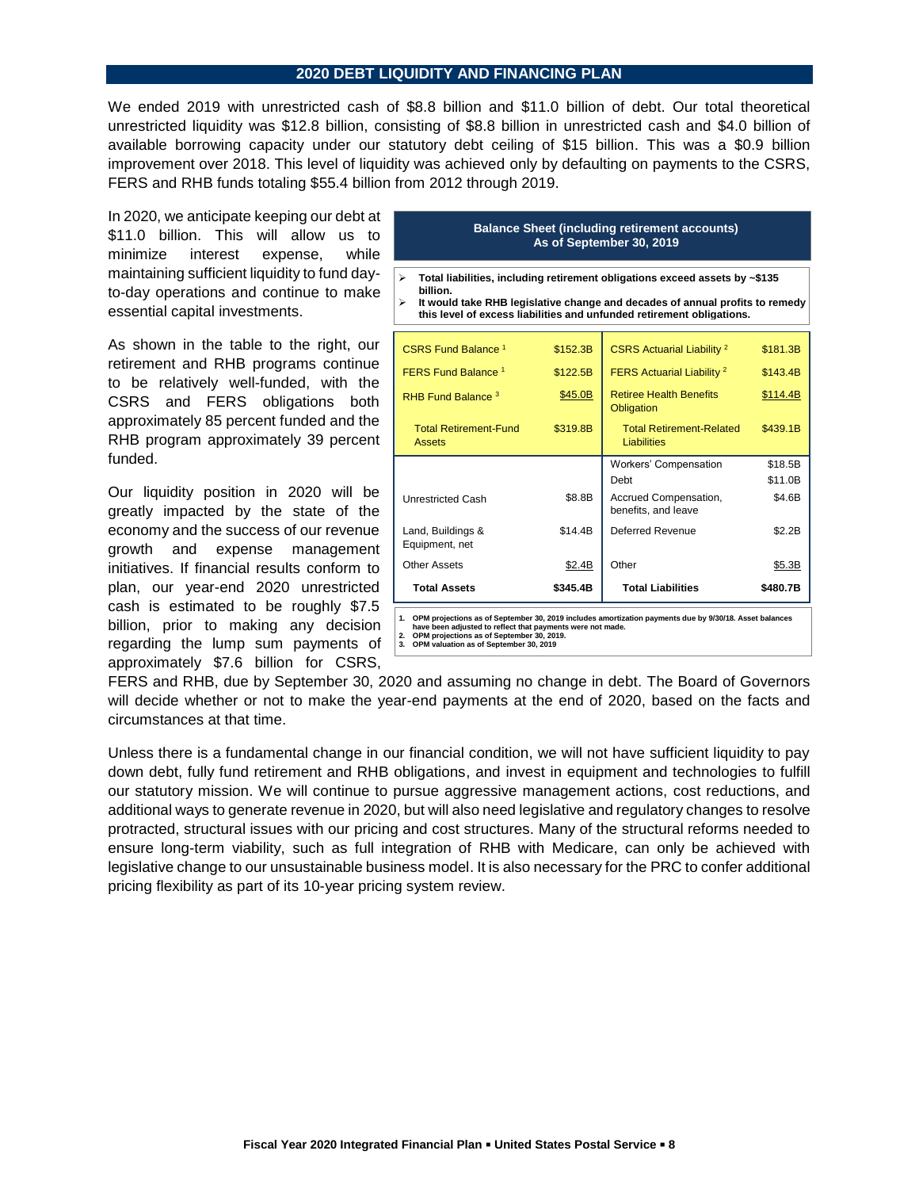## 2020 DEBT LIQUIDITY AND FINANCING PLAN

We ended 2019 with unrestricted cash of $8.8 billion and $11.0 billion of debt. Our total theoretical unrestricted liquidity was $12.8 billion, consisting of $8.8 billion in unrestricted cash and $4.0 billion of available borrowing capacity under our statutory debt ceiling of $15 billion. This was a $0.9 billion improvement over 2018. This level of liquidity was achieved only by defaulting on payments to the CSRS, FERS and RHB funds totaling $55.4 billion from 2012 through 2019.

In 2020, we anticipate keeping our debt at $11.0 billion. This will allow us to minimize interest expense, while maintaining sufficient liquidity to fund day-to-day operations and continue to make essential capital investments.

As shown in the table to the right, our retirement and RHB programs continue to be relatively well-funded, with the CSRS and FERS obligations both approximately 85 percent funded and the RHB program approximately 39 percent funded.

Our liquidity position in 2020 will be greatly impacted by the state of the economy and the success of our revenue growth and expense management initiatives. If financial results conform to plan, our year-end 2020 unrestricted cash is estimated to be roughly $7.5 billion, prior to making any decision regarding the lump sum payments of approximately $7.6 billion for CSRS, FERS and RHB, due by September 30, 2020 and assuming no change in debt. The Board of Governors will decide whether or not to make the year-end payments at the end of 2020, based on the facts and circumstances at that time.

**Balance Sheet (including retirement accounts)**
**As of September 30, 2019**

- **Total liabilities, including retirement obligations exceed assets by ~$135 billion.**
- **It would take RHB legislative change and decades of annual profits to remedy this level of excess liabilities and unfunded retirement obligations.**

| | | | |
|---|---|---|---|
| CSRS Fund Balance [1] | $152.3B | CSRS Actuarial Liability [2] | $181.3B |
| FERS Fund Balance [1] | $122.5B | FERS Actuarial Liability [2] | $143.4B |
| RHB Fund Balance [3] | $45.0B | Retiree Health Benefits Obligation | $114.4B |
| Total Retirement-Fund Assets | $319.8B | Total Retirement-Related Liabilities | $439.1B |
| | | Workers' Compensation | $18.5B |
| | | Debt | $11.0B |
| Unrestricted Cash | $8.8B | Accrued Compensation, benefits, and leave | $4.6B |
| Land, Buildings & Equipment, net | $14.4B | Deferred Revenue | $2.2B |
| Other Assets | $2.4B | Other | $5.3B |
| **Total Assets** | **$345.4B** | **Total Liabilities** | **$480.7B** |

1. OPM projections as of September 30, 2019 includes amortization payments due by 9/30/18. Asset balances have been adjusted to reflect that payments were not made.
2. OPM projections as of September 30, 2019.
3. OPM valuation as of September 30, 2019

Unless there is a fundamental change in our financial condition, we will not have sufficient liquidity to pay down debt, fully fund retirement and RHB obligations, and invest in equipment and technologies to fulfill our statutory mission. We will continue to pursue aggressive management actions, cost reductions, and additional ways to generate revenue in 2020, but will also need legislative and regulatory changes to resolve protracted, structural issues with our pricing and cost structures. Many of the structural reforms needed to ensure long-term viability, such as full integration of RHB with Medicare, can only be achieved with legislative change to our unsustainable business model. It is also necessary for the PRC to confer additional pricing flexibility as part of its 10-year pricing system review.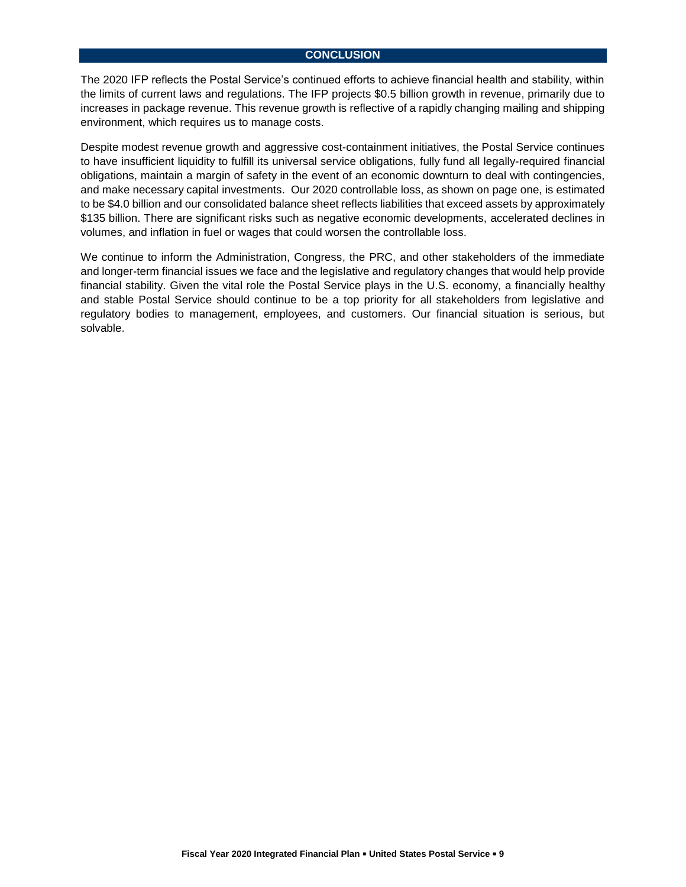## CONCLUSION

The 2020 IFP reflects the Postal Service's continued efforts to achieve financial health and stability, within the limits of current laws and regulations. The IFP projects $0.5 billion growth in revenue, primarily due to increases in package revenue. This revenue growth is reflective of a rapidly changing mailing and shipping environment, which requires us to manage costs.

Despite modest revenue growth and aggressive cost-containment initiatives, the Postal Service continues to have insufficient liquidity to fulfill its universal service obligations, fully fund all legally-required financial obligations, maintain a margin of safety in the event of an economic downturn to deal with contingencies, and make necessary capital investments. Our 2020 controllable loss, as shown on page one, is estimated to be $4.0 billion and our consolidated balance sheet reflects liabilities that exceed assets by approximately $135 billion. There are significant risks such as negative economic developments, accelerated declines in volumes, and inflation in fuel or wages that could worsen the controllable loss.

We continue to inform the Administration, Congress, the PRC, and other stakeholders of the immediate and longer-term financial issues we face and the legislative and regulatory changes that would help provide financial stability. Given the vital role the Postal Service plays in the U.S. economy, a financially healthy and stable Postal Service should continue to be a top priority for all stakeholders from legislative and regulatory bodies to management, employees, and customers. Our financial situation is serious, but solvable.